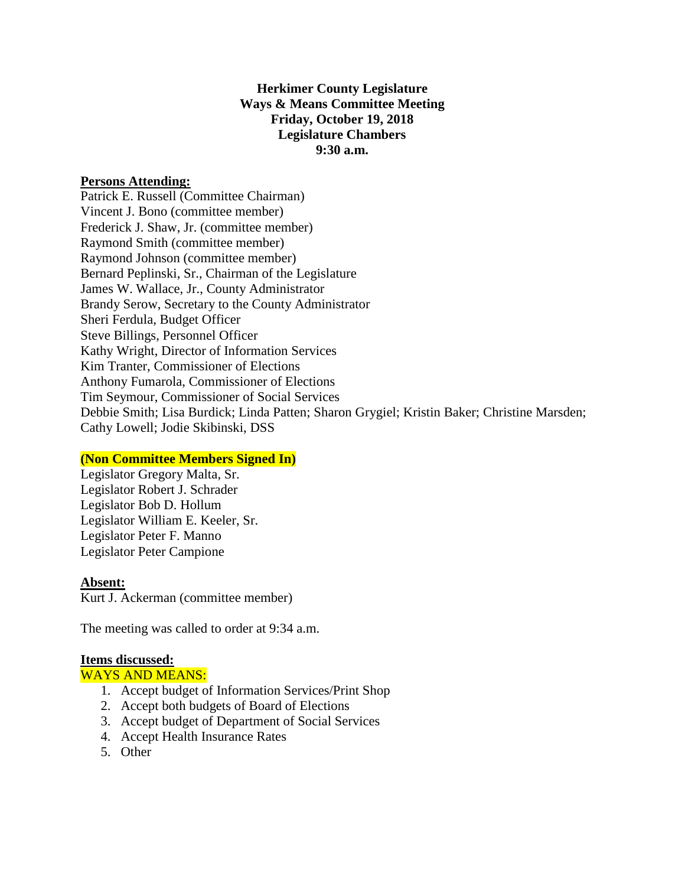**Herkimer County Legislature**
**Ways & Means Committee Meeting**
**Friday, October 19, 2018**
**Legislature Chambers**
**9:30 a.m.**

**Persons Attending:**

Patrick E. Russell (Committee Chairman)
Vincent J. Bono (committee member)
Frederick J. Shaw, Jr. (committee member)
Raymond Smith (committee member)
Raymond Johnson (committee member)
Bernard Peplinski, Sr., Chairman of the Legislature
James W. Wallace, Jr., County Administrator
Brandy Serow, Secretary to the County Administrator
Sheri Ferdula, Budget Officer
Steve Billings, Personnel Officer
Kathy Wright, Director of Information Services
Kim Tranter, Commissioner of Elections
Anthony Fumarola, Commissioner of Elections
Tim Seymour, Commissioner of Social Services
Debbie Smith; Lisa Burdick; Linda Patten; Sharon Grygiel; Kristin Baker; Christine Marsden; Cathy Lowell; Jodie Skibinski, DSS

**(Non Committee Members Signed In)**

Legislator Gregory Malta, Sr.
Legislator Robert J. Schrader
Legislator Bob D. Hollum
Legislator William E. Keeler, Sr.
Legislator Peter F. Manno
Legislator Peter Campione

**Absent:**

Kurt J. Ackerman (committee member)

The meeting was called to order at 9:34 a.m.

**Items discussed:**

WAYS AND MEANS:

1. Accept budget of Information Services/Print Shop
2. Accept both budgets of Board of Elections
3. Accept budget of Department of Social Services
4. Accept Health Insurance Rates
5. Other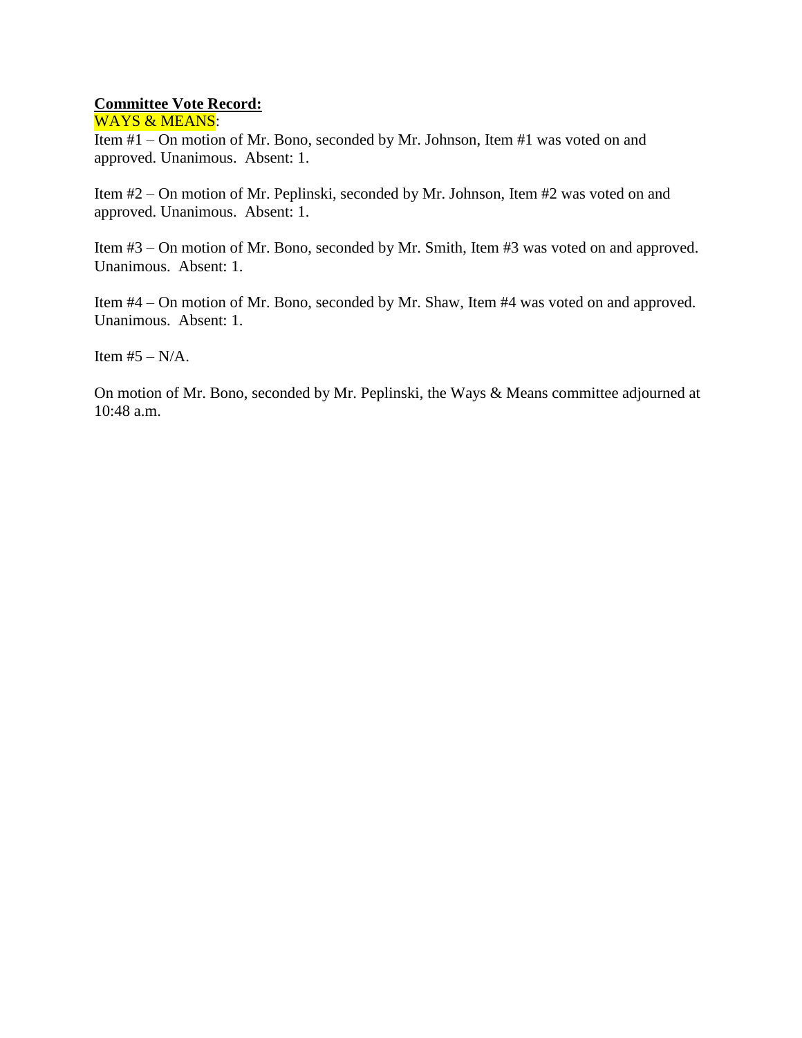**Committee Vote Record:**

WAYS & MEANS:

Item #1 – On motion of Mr. Bono, seconded by Mr. Johnson, Item #1 was voted on and approved. Unanimous. Absent: 1.

Item #2 – On motion of Mr. Peplinski, seconded by Mr. Johnson, Item #2 was voted on and approved. Unanimous. Absent: 1.

Item #3 – On motion of Mr. Bono, seconded by Mr. Smith, Item #3 was voted on and approved. Unanimous. Absent: 1.

Item #4 – On motion of Mr. Bono, seconded by Mr. Shaw, Item #4 was voted on and approved. Unanimous. Absent: 1.

Item #5 – N/A.

On motion of Mr. Bono, seconded by Mr. Peplinski, the Ways & Means committee adjourned at 10:48 a.m.